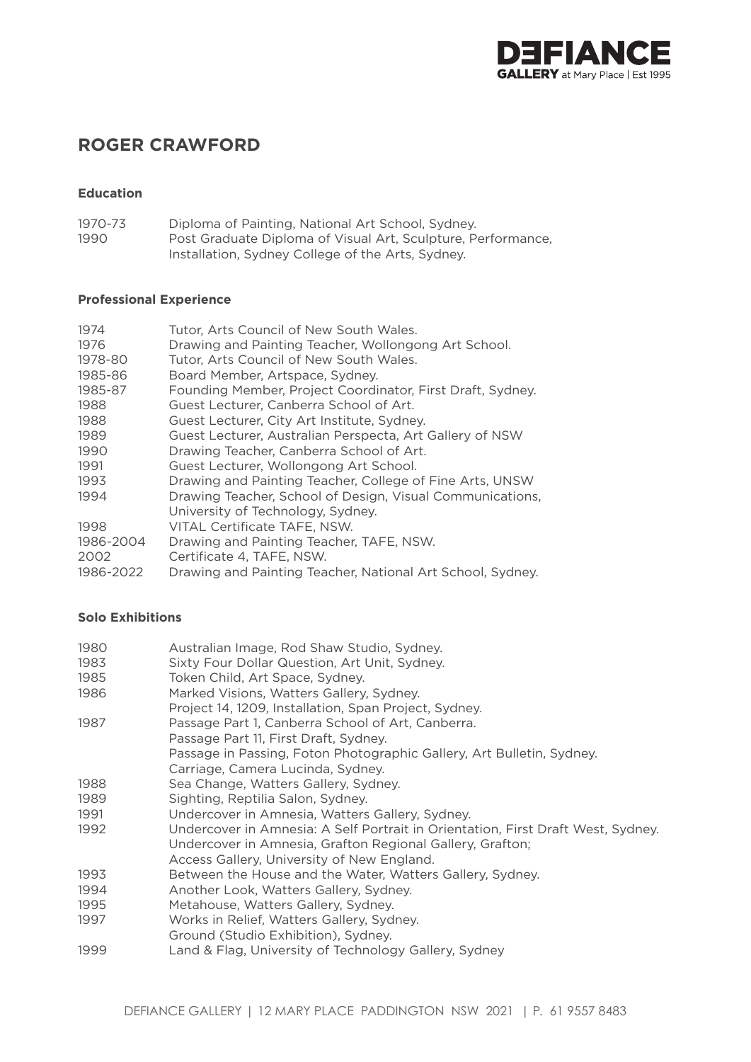# ROGER CRAWFORD

## Education

| | |
|---|---|
| 1970-73 | Diploma of Painting, National Art School, Sydney. |
| 1990 | Post Graduate Diploma of Visual Art, Sculpture, Performance, Installation, Sydney College of the Arts, Sydney. |

## Professional Experience

| | |
|---|---|
| 1974 | Tutor, Arts Council of New South Wales. |
| 1976 | Drawing and Painting Teacher, Wollongong Art School. |
| 1978-80 | Tutor, Arts Council of New South Wales. |
| 1985-86 | Board Member, Artspace, Sydney. |
| 1985-87 | Founding Member, Project Coordinator, First Draft, Sydney. |
| 1988 | Guest Lecturer, Canberra School of Art. |
| 1988 | Guest Lecturer, City Art Institute, Sydney. |
| 1989 | Guest Lecturer, Australian Perspecta, Art Gallery of NSW |
| 1990 | Drawing Teacher, Canberra School of Art. |
| 1991 | Guest Lecturer, Wollongong Art School. |
| 1993 | Drawing and Painting Teacher, College of Fine Arts, UNSW |
| 1994 | Drawing Teacher, School of Design, Visual Communications, University of Technology, Sydney. |
| 1998 | VITAL Certificate TAFE, NSW. |
| 1986-2004 | Drawing and Painting Teacher, TAFE, NSW. |
| 2002 | Certificate 4, TAFE, NSW. |
| 1986-2022 | Drawing and Painting Teacher, National Art School, Sydney. |

## Solo Exhibitions

| | |
|---|---|
| 1980 | Australian Image, Rod Shaw Studio, Sydney. |
| 1983 | Sixty Four Dollar Question, Art Unit, Sydney. |
| 1985 | Token Child, Art Space, Sydney. |
| 1986 | Marked Visions, Watters Gallery, Sydney. |
| | Project 14, 1209, Installation, Span Project, Sydney. |
| 1987 | Passage Part 1, Canberra School of Art, Canberra. |
| | Passage Part 11, First Draft, Sydney. |
| | Passage in Passing, Foton Photographic Gallery, Art Bulletin, Sydney. |
| | Carriage, Camera Lucinda, Sydney. |
| 1988 | Sea Change, Watters Gallery, Sydney. |
| 1989 | Sighting, Reptilia Salon, Sydney. |
| 1991 | Undercover in Amnesia, Watters Gallery, Sydney. |
| 1992 | Undercover in Amnesia: A Self Portrait in Orientation, First Draft West, Sydney. |
| | Undercover in Amnesia, Grafton Regional Gallery, Grafton; Access Gallery, University of New England. |
| 1993 | Between the House and the Water, Watters Gallery, Sydney. |
| 1994 | Another Look, Watters Gallery, Sydney. |
| 1995 | Metahouse, Watters Gallery, Sydney. |
| 1997 | Works in Relief, Watters Gallery, Sydney. |
| | Ground (Studio Exhibition), Sydney. |
| 1999 | Land & Flag, University of Technology Gallery, Sydney |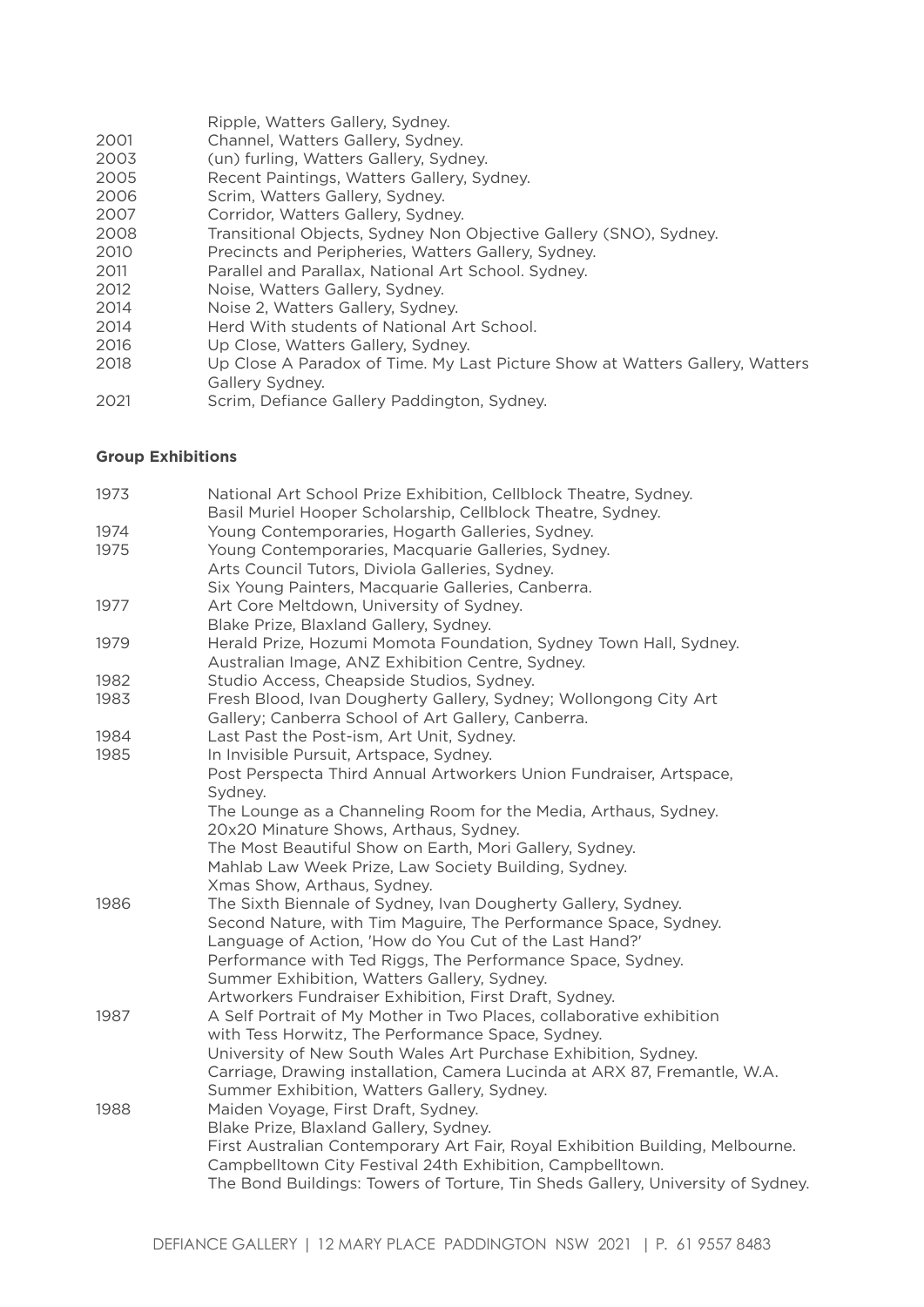| | |
|---|---|
| | Ripple, Watters Gallery, Sydney. |
| 2001 | Channel, Watters Gallery, Sydney. |
| 2003 | (un) furling, Watters Gallery, Sydney. |
| 2005 | Recent Paintings, Watters Gallery, Sydney. |
| 2006 | Scrim, Watters Gallery, Sydney. |
| 2007 | Corridor, Watters Gallery, Sydney. |
| 2008 | Transitional Objects, Sydney Non Objective Gallery (SNO), Sydney. |
| 2010 | Precincts and Peripheries, Watters Gallery, Sydney. |
| 2011 | Parallel and Parallax, National Art School. Sydney. |
| 2012 | Noise, Watters Gallery, Sydney. |
| 2014 | Noise 2, Watters Gallery, Sydney. |
| 2014 | Herd With students of National Art School. |
| 2016 | Up Close, Watters Gallery, Sydney. |
| 2018 | Up Close A Paradox of Time. My Last Picture Show at Watters Gallery, Watters Gallery Sydney. |
| 2021 | Scrim, Defiance Gallery Paddington, Sydney. |

**Group Exhibitions**

| | |
|---|---|
| 1973 | National Art School Prize Exhibition, Cellblock Theatre, Sydney. |
| | Basil Muriel Hooper Scholarship, Cellblock Theatre, Sydney. |
| 1974 | Young Contemporaries, Hogarth Galleries, Sydney. |
| 1975 | Young Contemporaries, Macquarie Galleries, Sydney. |
| | Arts Council Tutors, Diviola Galleries, Sydney. |
| | Six Young Painters, Macquarie Galleries, Canberra. |
| 1977 | Art Core Meltdown, University of Sydney. |
| | Blake Prize, Blaxland Gallery, Sydney. |
| 1979 | Herald Prize, Hozumi Momota Foundation, Sydney Town Hall, Sydney. |
| | Australian Image, ANZ Exhibition Centre, Sydney. |
| 1982 | Studio Access, Cheapside Studios, Sydney. |
| 1983 | Fresh Blood, Ivan Dougherty Gallery, Sydney; Wollongong City Art Gallery; Canberra School of Art Gallery, Canberra. |
| 1984 | Last Past the Post-ism, Art Unit, Sydney. |
| 1985 | In Invisible Pursuit, Artspace, Sydney. |
| | Post Perspecta Third Annual Artworkers Union Fundraiser, Artspace, Sydney. |
| | The Lounge as a Channeling Room for the Media, Arthaus, Sydney. |
| | 20x20 Minature Shows, Arthaus, Sydney. |
| | The Most Beautiful Show on Earth, Mori Gallery, Sydney. |
| | Mahlab Law Week Prize, Law Society Building, Sydney. |
| | Xmas Show, Arthaus, Sydney. |
| 1986 | The Sixth Biennale of Sydney, Ivan Dougherty Gallery, Sydney. |
| | Second Nature, with Tim Maguire, The Performance Space, Sydney. |
| | Language of Action, 'How do You Cut of the Last Hand?' Performance with Ted Riggs, The Performance Space, Sydney. |
| | Summer Exhibition, Watters Gallery, Sydney. |
| | Artworkers Fundraiser Exhibition, First Draft, Sydney. |
| 1987 | A Self Portrait of My Mother in Two Places, collaborative exhibition with Tess Horwitz, The Performance Space, Sydney. |
| | University of New South Wales Art Purchase Exhibition, Sydney. |
| | Carriage, Drawing installation, Camera Lucinda at ARX 87, Fremantle, W.A. |
| | Summer Exhibition, Watters Gallery, Sydney. |
| 1988 | Maiden Voyage, First Draft, Sydney. |
| | Blake Prize, Blaxland Gallery, Sydney. |
| | First Australian Contemporary Art Fair, Royal Exhibition Building, Melbourne. |
| | Campbelltown City Festival 24th Exhibition, Campbelltown. |
| | The Bond Buildings: Towers of Torture, Tin Sheds Gallery, University of Sydney. |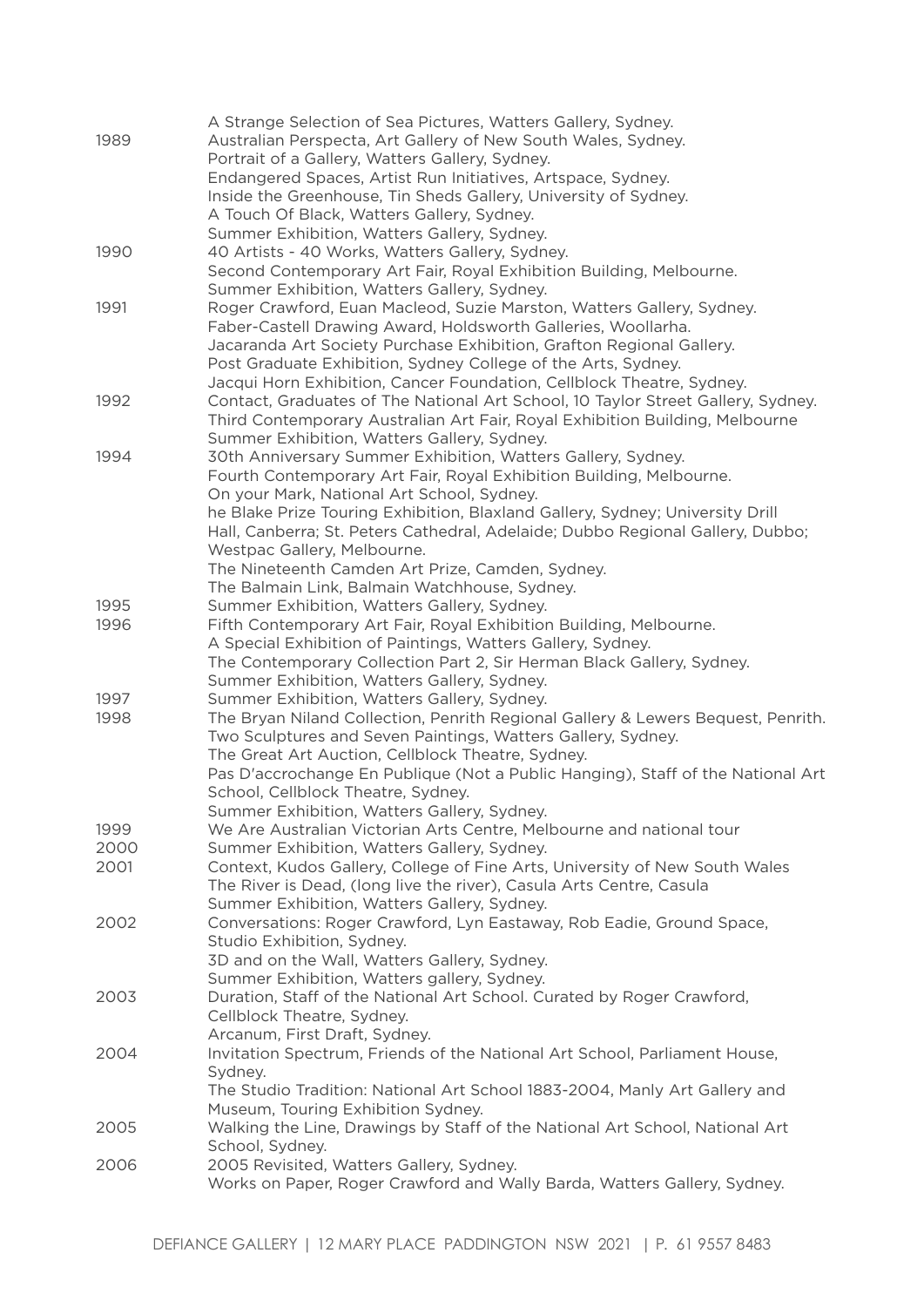| | |
|---|---|
| | A Strange Selection of Sea Pictures, Watters Gallery, Sydney. |
| 1989 | Australian Perspecta, Art Gallery of New South Wales, Sydney. |
| | Portrait of a Gallery, Watters Gallery, Sydney. |
| | Endangered Spaces, Artist Run Initiatives, Artspace, Sydney. |
| | Inside the Greenhouse, Tin Sheds Gallery, University of Sydney. |
| | A Touch Of Black, Watters Gallery, Sydney. |
| | Summer Exhibition, Watters Gallery, Sydney. |
| 1990 | 40 Artists - 40 Works, Watters Gallery, Sydney. |
| | Second Contemporary Art Fair, Royal Exhibition Building, Melbourne. |
| | Summer Exhibition, Watters Gallery, Sydney. |
| 1991 | Roger Crawford, Euan Macleod, Suzie Marston, Watters Gallery, Sydney. |
| | Faber-Castell Drawing Award, Holdsworth Galleries, Woollarha. |
| | Jacaranda Art Society Purchase Exhibition, Grafton Regional Gallery. |
| | Post Graduate Exhibition, Sydney College of the Arts, Sydney. |
| | Jacqui Horn Exhibition, Cancer Foundation, Cellblock Theatre, Sydney. |
| 1992 | Contact, Graduates of The National Art School, 10 Taylor Street Gallery, Sydney. |
| | Third Contemporary Australian Art Fair, Royal Exhibition Building, Melbourne |
| | Summer Exhibition, Watters Gallery, Sydney. |
| 1994 | 30th Anniversary Summer Exhibition, Watters Gallery, Sydney. |
| | Fourth Contemporary Art Fair, Royal Exhibition Building, Melbourne. |
| | On your Mark, National Art School, Sydney. |
| | he Blake Prize Touring Exhibition, Blaxland Gallery, Sydney; University Drill Hall, Canberra; St. Peters Cathedral, Adelaide; Dubbo Regional Gallery, Dubbo; Westpac Gallery, Melbourne. |
| | The Nineteenth Camden Art Prize, Camden, Sydney. |
| | The Balmain Link, Balmain Watchhouse, Sydney. |
| 1995 | Summer Exhibition, Watters Gallery, Sydney. |
| 1996 | Fifth Contemporary Art Fair, Royal Exhibition Building, Melbourne. |
| | A Special Exhibition of Paintings, Watters Gallery, Sydney. |
| | The Contemporary Collection Part 2, Sir Herman Black Gallery, Sydney. |
| | Summer Exhibition, Watters Gallery, Sydney. |
| 1997 | Summer Exhibition, Watters Gallery, Sydney. |
| 1998 | The Bryan Niland Collection, Penrith Regional Gallery & Lewers Bequest, Penrith. |
| | Two Sculptures and Seven Paintings, Watters Gallery, Sydney. |
| | The Great Art Auction, Cellblock Theatre, Sydney. |
| | Pas D'accrochange En Publique (Not a Public Hanging), Staff of the National Art School, Cellblock Theatre, Sydney. |
| | Summer Exhibition, Watters Gallery, Sydney. |
| 1999 | We Are Australian Victorian Arts Centre, Melbourne and national tour |
| 2000 | Summer Exhibition, Watters Gallery, Sydney. |
| 2001 | Context, Kudos Gallery, College of Fine Arts, University of New South Wales |
| | The River is Dead, (long live the river), Casula Arts Centre, Casula |
| | Summer Exhibition, Watters Gallery, Sydney. |
| 2002 | Conversations: Roger Crawford, Lyn Eastaway, Rob Eadie, Ground Space, Studio Exhibition, Sydney. |
| | 3D and on the Wall, Watters Gallery, Sydney. |
| | Summer Exhibition, Watters gallery, Sydney. |
| 2003 | Duration, Staff of the National Art School. Curated by Roger Crawford, Cellblock Theatre, Sydney. |
| | Arcanum, First Draft, Sydney. |
| 2004 | Invitation Spectrum, Friends of the National Art School, Parliament House, Sydney. |
| | The Studio Tradition: National Art School 1883-2004, Manly Art Gallery and Museum, Touring Exhibition Sydney. |
| 2005 | Walking the Line, Drawings by Staff of the National Art School, National Art School, Sydney. |
| 2006 | 2005 Revisited, Watters Gallery, Sydney. |
| | Works on Paper, Roger Crawford and Wally Barda, Watters Gallery, Sydney. |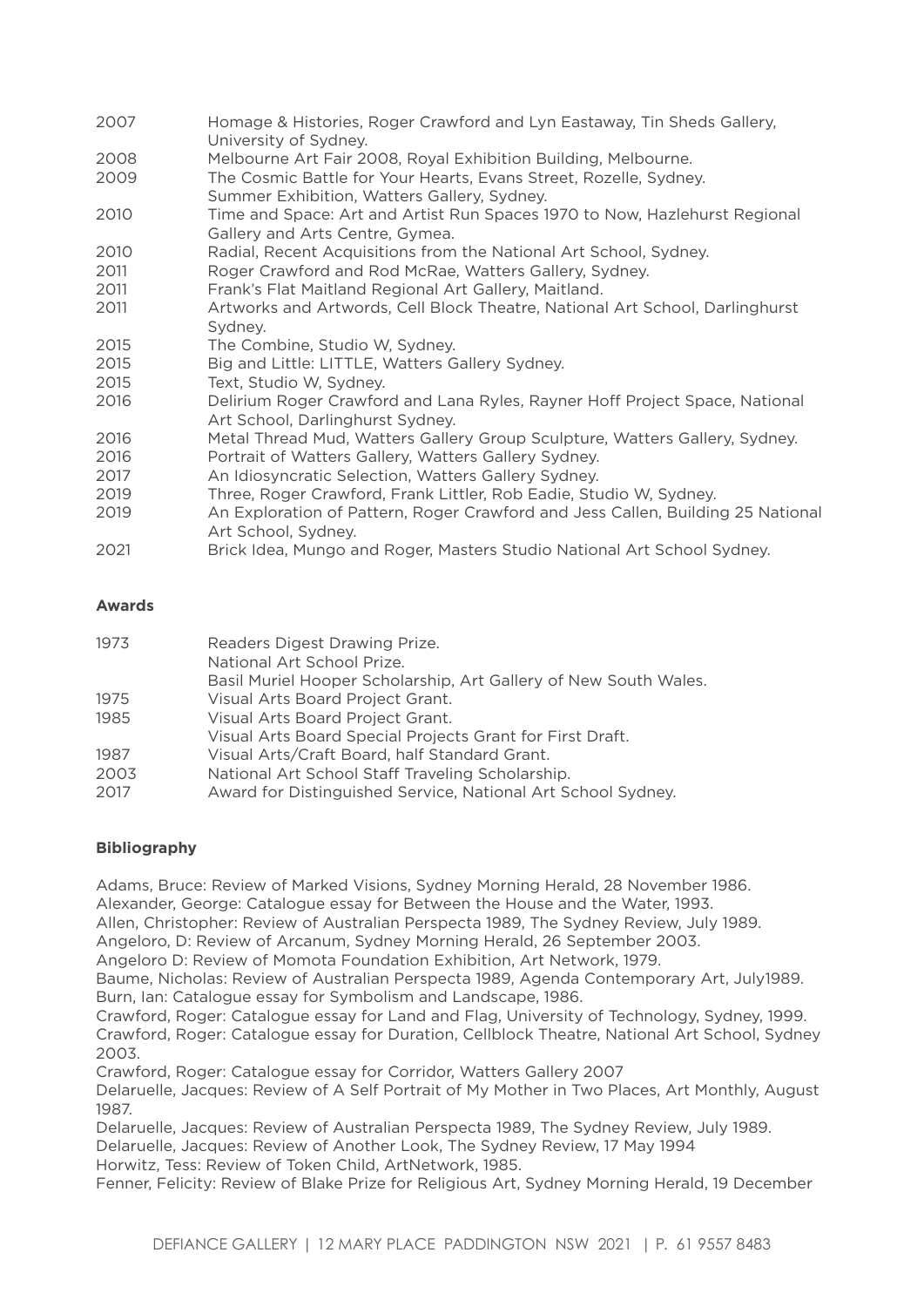| | |
|---|---|
| 2007 | Homage & Histories, Roger Crawford and Lyn Eastaway, Tin Sheds Gallery, University of Sydney. |
| 2008 | Melbourne Art Fair 2008, Royal Exhibition Building, Melbourne. |
| 2009 | The Cosmic Battle for Your Hearts, Evans Street, Rozelle, Sydney. |
| | Summer Exhibition, Watters Gallery, Sydney. |
| 2010 | Time and Space: Art and Artist Run Spaces 1970 to Now, Hazlehurst Regional Gallery and Arts Centre, Gymea. |
| 2010 | Radial, Recent Acquisitions from the National Art School, Sydney. |
| 2011 | Roger Crawford and Rod McRae, Watters Gallery, Sydney. |
| 2011 | Frank's Flat Maitland Regional Art Gallery, Maitland. |
| 2011 | Artworks and Artwords, Cell Block Theatre, National Art School, Darlinghurst Sydney. |
| 2015 | The Combine, Studio W, Sydney. |
| 2015 | Big and Little: LITTLE, Watters Gallery Sydney. |
| 2015 | Text, Studio W, Sydney. |
| 2016 | Delirium Roger Crawford and Lana Ryles, Rayner Hoff Project Space, National Art School, Darlinghurst Sydney. |
| 2016 | Metal Thread Mud, Watters Gallery Group Sculpture, Watters Gallery, Sydney. |
| 2016 | Portrait of Watters Gallery, Watters Gallery Sydney. |
| 2017 | An Idiosyncratic Selection, Watters Gallery Sydney. |
| 2019 | Three, Roger Crawford, Frank Littler, Rob Eadie, Studio W, Sydney. |
| 2019 | An Exploration of Pattern, Roger Crawford and Jess Callen, Building 25 National Art School, Sydney. |
| 2021 | Brick Idea, Mungo and Roger, Masters Studio National Art School Sydney. |

**Awards**

| | |
|---|---|
| 1973 | Readers Digest Drawing Prize. |
| | National Art School Prize. |
| | Basil Muriel Hooper Scholarship, Art Gallery of New South Wales. |
| 1975 | Visual Arts Board Project Grant. |
| 1985 | Visual Arts Board Project Grant. |
| | Visual Arts Board Special Projects Grant for First Draft. |
| 1987 | Visual Arts/Craft Board, half Standard Grant. |
| 2003 | National Art School Staff Traveling Scholarship. |
| 2017 | Award for Distinguished Service, National Art School Sydney. |

**Bibliography**

Adams, Bruce: Review of Marked Visions, Sydney Morning Herald, 28 November 1986.
Alexander, George: Catalogue essay for Between the House and the Water, 1993.
Allen, Christopher: Review of Australian Perspecta 1989, The Sydney Review, July 1989.
Angeloro, D: Review of Arcanum, Sydney Morning Herald, 26 September 2003.
Angeloro D: Review of Momota Foundation Exhibition, Art Network, 1979.
Baume, Nicholas: Review of Australian Perspecta 1989, Agenda Contemporary Art, July1989.
Burn, Ian: Catalogue essay for Symbolism and Landscape, 1986.
Crawford, Roger: Catalogue essay for Land and Flag, University of Technology, Sydney, 1999.
Crawford, Roger: Catalogue essay for Duration, Cellblock Theatre, National Art School, Sydney 2003.
Crawford, Roger: Catalogue essay for Corridor, Watters Gallery 2007
Delaruelle, Jacques: Review of A Self Portrait of My Mother in Two Places, Art Monthly, August 1987.
Delaruelle, Jacques: Review of Australian Perspecta 1989, The Sydney Review, July 1989.
Delaruelle, Jacques: Review of Another Look, The Sydney Review, 17 May 1994
Horwitz, Tess: Review of Token Child, ArtNetwork, 1985.
Fenner, Felicity: Review of Blake Prize for Religious Art, Sydney Morning Herald, 19 December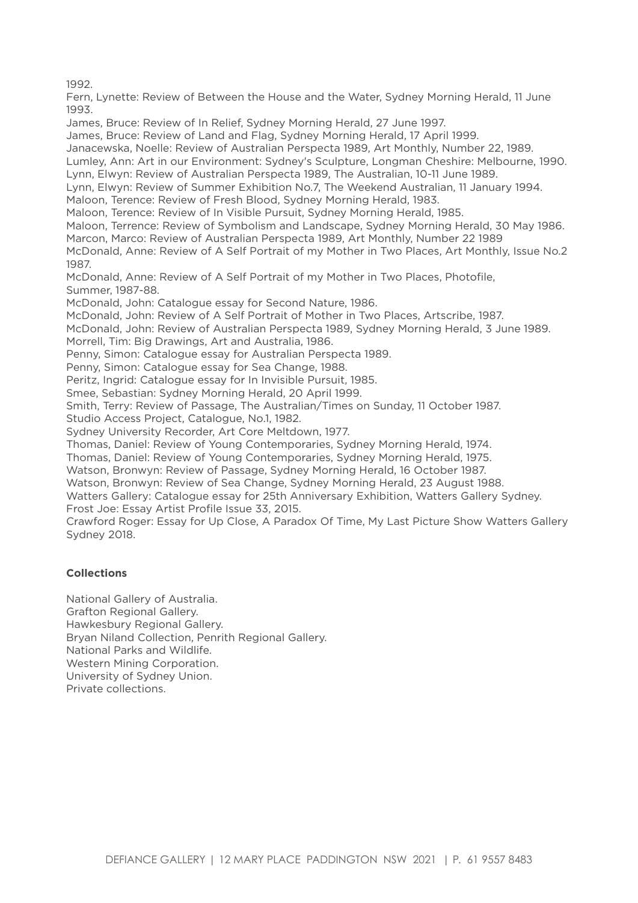1992.

Fern, Lynette: Review of Between the House and the Water, Sydney Morning Herald, 11 June 1993.

James, Bruce: Review of In Relief, Sydney Morning Herald, 27 June 1997.

James, Bruce: Review of Land and Flag, Sydney Morning Herald, 17 April 1999.

Janacewska, Noelle: Review of Australian Perspecta 1989, Art Monthly, Number 22, 1989.

Lumley, Ann: Art in our Environment: Sydney's Sculpture, Longman Cheshire: Melbourne, 1990.

Lynn, Elwyn: Review of Australian Perspecta 1989, The Australian, 10-11 June 1989.

Lynn, Elwyn: Review of Summer Exhibition No.7, The Weekend Australian, 11 January 1994.

Maloon, Terence: Review of Fresh Blood, Sydney Morning Herald, 1983.

Maloon, Terence: Review of In Visible Pursuit, Sydney Morning Herald, 1985.

Maloon, Terrence: Review of Symbolism and Landscape, Sydney Morning Herald, 30 May 1986.

Marcon, Marco: Review of Australian Perspecta 1989, Art Monthly, Number 22 1989

McDonald, Anne: Review of A Self Portrait of my Mother in Two Places, Art Monthly, Issue No.2 1987.

McDonald, Anne: Review of A Self Portrait of my Mother in Two Places, Photofile, Summer, 1987-88.

McDonald, John: Catalogue essay for Second Nature, 1986.

McDonald, John: Review of A Self Portrait of Mother in Two Places, Artscribe, 1987.

McDonald, John: Review of Australian Perspecta 1989, Sydney Morning Herald, 3 June 1989.

Morrell, Tim: Big Drawings, Art and Australia, 1986.

Penny, Simon: Catalogue essay for Australian Perspecta 1989.

Penny, Simon: Catalogue essay for Sea Change, 1988.

Peritz, Ingrid: Catalogue essay for In Invisible Pursuit, 1985.

Smee, Sebastian: Sydney Morning Herald, 20 April 1999.

Smith, Terry: Review of Passage, The Australian/Times on Sunday, 11 October 1987.

Studio Access Project, Catalogue, No.1, 1982.

Sydney University Recorder, Art Core Meltdown, 1977.

Thomas, Daniel: Review of Young Contemporaries, Sydney Morning Herald, 1974.

Thomas, Daniel: Review of Young Contemporaries, Sydney Morning Herald, 1975.

Watson, Bronwyn: Review of Passage, Sydney Morning Herald, 16 October 1987.

Watson, Bronwyn: Review of Sea Change, Sydney Morning Herald, 23 August 1988.

Watters Gallery: Catalogue essay for 25th Anniversary Exhibition, Watters Gallery Sydney.

Frost Joe: Essay Artist Profile Issue 33, 2015.

Crawford Roger: Essay for Up Close, A Paradox Of Time, My Last Picture Show Watters Gallery Sydney 2018.

**Collections**

National Gallery of Australia.
Grafton Regional Gallery.
Hawkesbury Regional Gallery.
Bryan Niland Collection, Penrith Regional Gallery.
National Parks and Wildlife.
Western Mining Corporation.
University of Sydney Union.
Private collections.